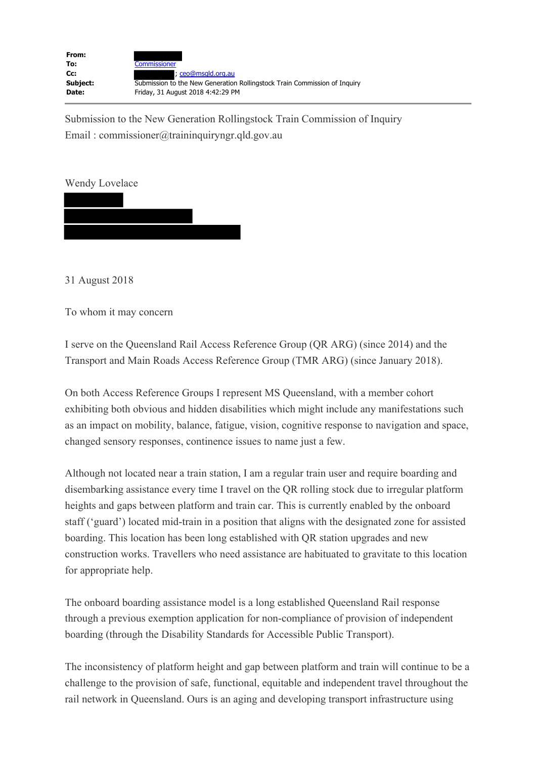| | |
|---|---|
| **From:** | |
| **To:** | Commissioner |
| **Cc:** | ; ceo@msqld.org.au |
| **Subject:** | Submission to the New Generation Rollingstock Train Commission of Inquiry |
| **Date:** | Friday, 31 August 2018 4:42:29 PM |

---

Submission to the New Generation Rollingstock Train Commission of Inquiry
Email : commissioner@traininquiryngr.qld.gov.au

Wendy Lovelace

31 August 2018

To whom it may concern

I serve on the Queensland Rail Access Reference Group (QR ARG) (since 2014) and the Transport and Main Roads Access Reference Group (TMR ARG) (since January 2018).

On both Access Reference Groups I represent MS Queensland, with a member cohort exhibiting both obvious and hidden disabilities which might include any manifestations such as an impact on mobility, balance, fatigue, vision, cognitive response to navigation and space, changed sensory responses, continence issues to name just a few.

Although not located near a train station, I am a regular train user and require boarding and disembarking assistance every time I travel on the QR rolling stock due to irregular platform heights and gaps between platform and train car. This is currently enabled by the onboard staff ('guard') located mid-train in a position that aligns with the designated zone for assisted boarding. This location has been long established with QR station upgrades and new construction works. Travellers who need assistance are habituated to gravitate to this location for appropriate help.

The onboard boarding assistance model is a long established Queensland Rail response through a previous exemption application for non-compliance of provision of independent boarding (through the Disability Standards for Accessible Public Transport).

The inconsistency of platform height and gap between platform and train will continue to be a challenge to the provision of safe, functional, equitable and independent travel throughout the rail network in Queensland. Ours is an aging and developing transport infrastructure using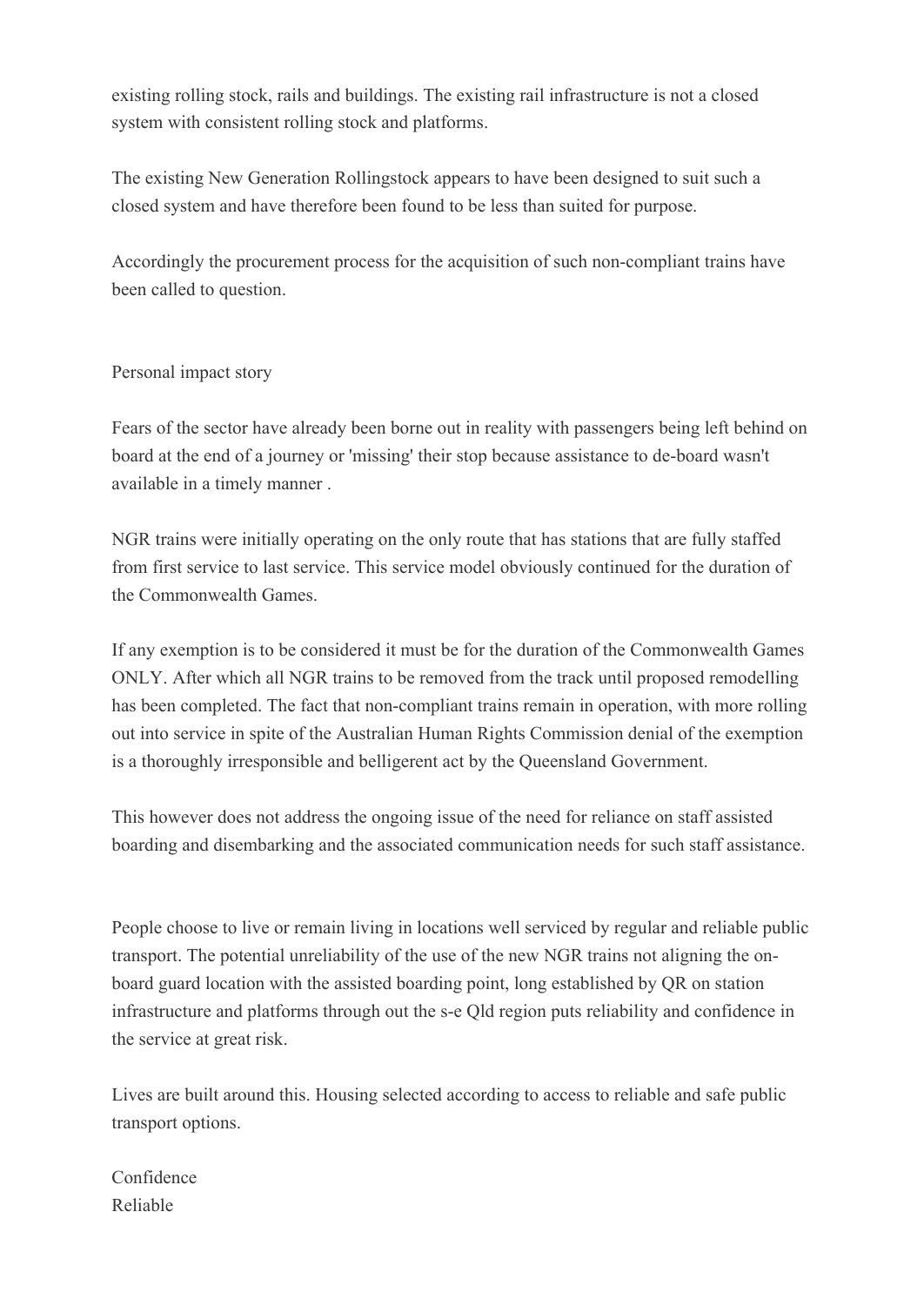existing rolling stock, rails and buildings. The existing rail infrastructure is not a closed system with consistent rolling stock and platforms.

The existing New Generation Rollingstock appears to have been designed to suit such a closed system and have therefore been found to be less than suited for purpose.

Accordingly the procurement process for the acquisition of such non-compliant trains have been called to question.

Personal impact story

Fears of the sector have already been borne out in reality with passengers being left behind on board at the end of a journey or 'missing' their stop because assistance to de-board wasn't available in a timely manner .

NGR trains were initially operating on the only route that has stations that are fully staffed from first service to last service. This service model obviously continued for the duration of the Commonwealth Games.

If any exemption is to be considered it must be for the duration of the Commonwealth Games ONLY. After which all NGR trains to be removed from the track until proposed remodelling has been completed. The fact that non-compliant trains remain in operation, with more rolling out into service in spite of the Australian Human Rights Commission denial of the exemption is a thoroughly irresponsible and belligerent act by the Queensland Government.

This however does not address the ongoing issue of the need for reliance on staff assisted boarding and disembarking and the associated communication needs for such staff assistance.

People choose to live or remain living in locations well serviced by regular and reliable public transport. The potential unreliability of the use of the new NGR trains not aligning the on-board guard location with the assisted boarding point, long established by QR on station infrastructure and platforms through out the s-e Qld region puts reliability and confidence in the service at great risk.

Lives are built around this. Housing selected according to access to reliable and safe public transport options.

Confidence
Reliable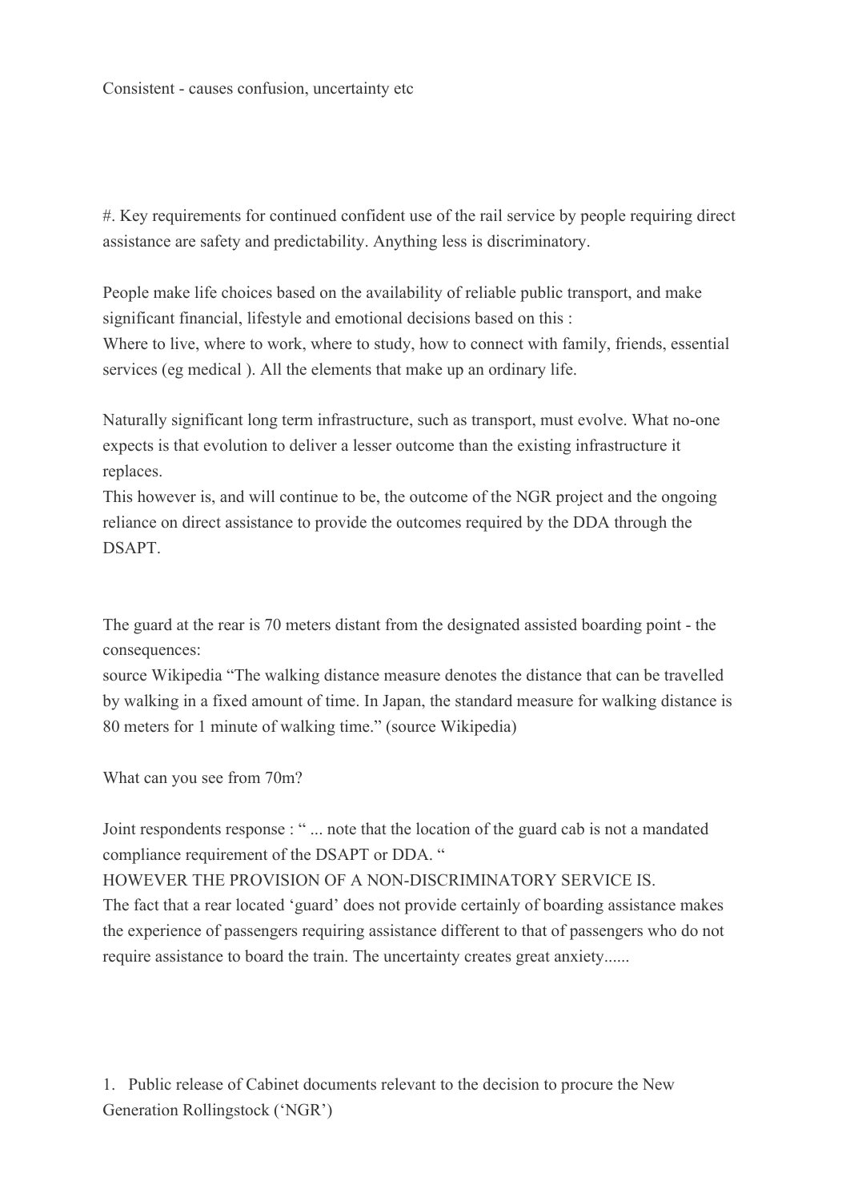Consistent - causes confusion, uncertainty etc

#. Key requirements for continued confident use of the rail service by people requiring direct assistance are safety and predictability. Anything less is discriminatory.

People make life choices based on the availability of reliable public transport, and make significant financial, lifestyle and emotional decisions based on this :
Where to live, where to work, where to study, how to connect with family, friends, essential services (eg medical ). All the elements that make up an ordinary life.

Naturally significant long term infrastructure, such as transport, must evolve. What no-one expects is that evolution to deliver a lesser outcome than the existing infrastructure it replaces.
This however is, and will continue to be, the outcome of the NGR project and the ongoing reliance on direct assistance to provide the outcomes required by the DDA through the DSAPT.

The guard at the rear is 70 meters distant from the designated assisted boarding point - the consequences:
source Wikipedia "The walking distance measure denotes the distance that can be travelled by walking in a fixed amount of time. In Japan, the standard measure for walking distance is 80 meters for 1 minute of walking time." (source Wikipedia)

What can you see from 70m?

Joint respondents response : " ... note that the location of the guard cab is not a mandated compliance requirement of the DSAPT or DDA. "
HOWEVER THE PROVISION OF A NON-DISCRIMINATORY SERVICE IS.
The fact that a rear located 'guard' does not provide certainly of boarding assistance makes the experience of passengers requiring assistance different to that of passengers who do not require assistance to board the train. The uncertainty creates great anxiety......

1. Public release of Cabinet documents relevant to the decision to procure the New Generation Rollingstock ('NGR')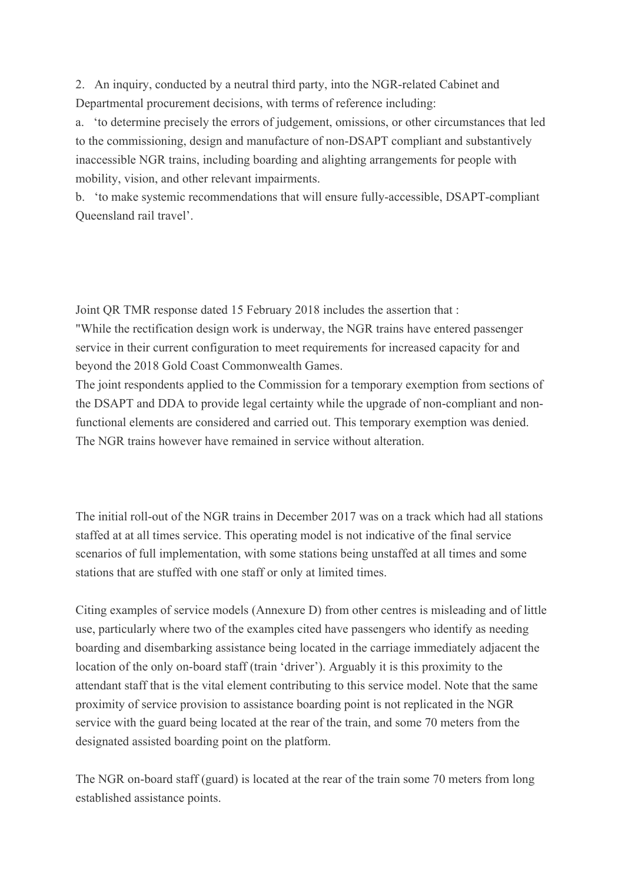2. An inquiry, conducted by a neutral third party, into the NGR-related Cabinet and Departmental procurement decisions, with terms of reference including:

a. 'to determine precisely the errors of judgement, omissions, or other circumstances that led to the commissioning, design and manufacture of non-DSAPT compliant and substantively inaccessible NGR trains, including boarding and alighting arrangements for people with mobility, vision, and other relevant impairments.

b. 'to make systemic recommendations that will ensure fully-accessible, DSAPT-compliant Queensland rail travel'.

Joint QR TMR response dated 15 February 2018 includes the assertion that :

"While the rectification design work is underway, the NGR trains have entered passenger service in their current configuration to meet requirements for increased capacity for and beyond the 2018 Gold Coast Commonwealth Games.

The joint respondents applied to the Commission for a temporary exemption from sections of the DSAPT and DDA to provide legal certainty while the upgrade of non-compliant and non-functional elements are considered and carried out. This temporary exemption was denied. The NGR trains however have remained in service without alteration.

The initial roll-out of the NGR trains in December 2017 was on a track which had all stations staffed at at all times service. This operating model is not indicative of the final service scenarios of full implementation, with some stations being unstaffed at all times and some stations that are stuffed with one staff or only at limited times.

Citing examples of service models (Annexure D) from other centres is misleading and of little use, particularly where two of the examples cited have passengers who identify as needing boarding and disembarking assistance being located in the carriage immediately adjacent the location of the only on-board staff (train 'driver'). Arguably it is this proximity to the attendant staff that is the vital element contributing to this service model. Note that the same proximity of service provision to assistance boarding point is not replicated in the NGR service with the guard being located at the rear of the train, and some 70 meters from the designated assisted boarding point on the platform.

The NGR on-board staff (guard) is located at the rear of the train some 70 meters from long established assistance points.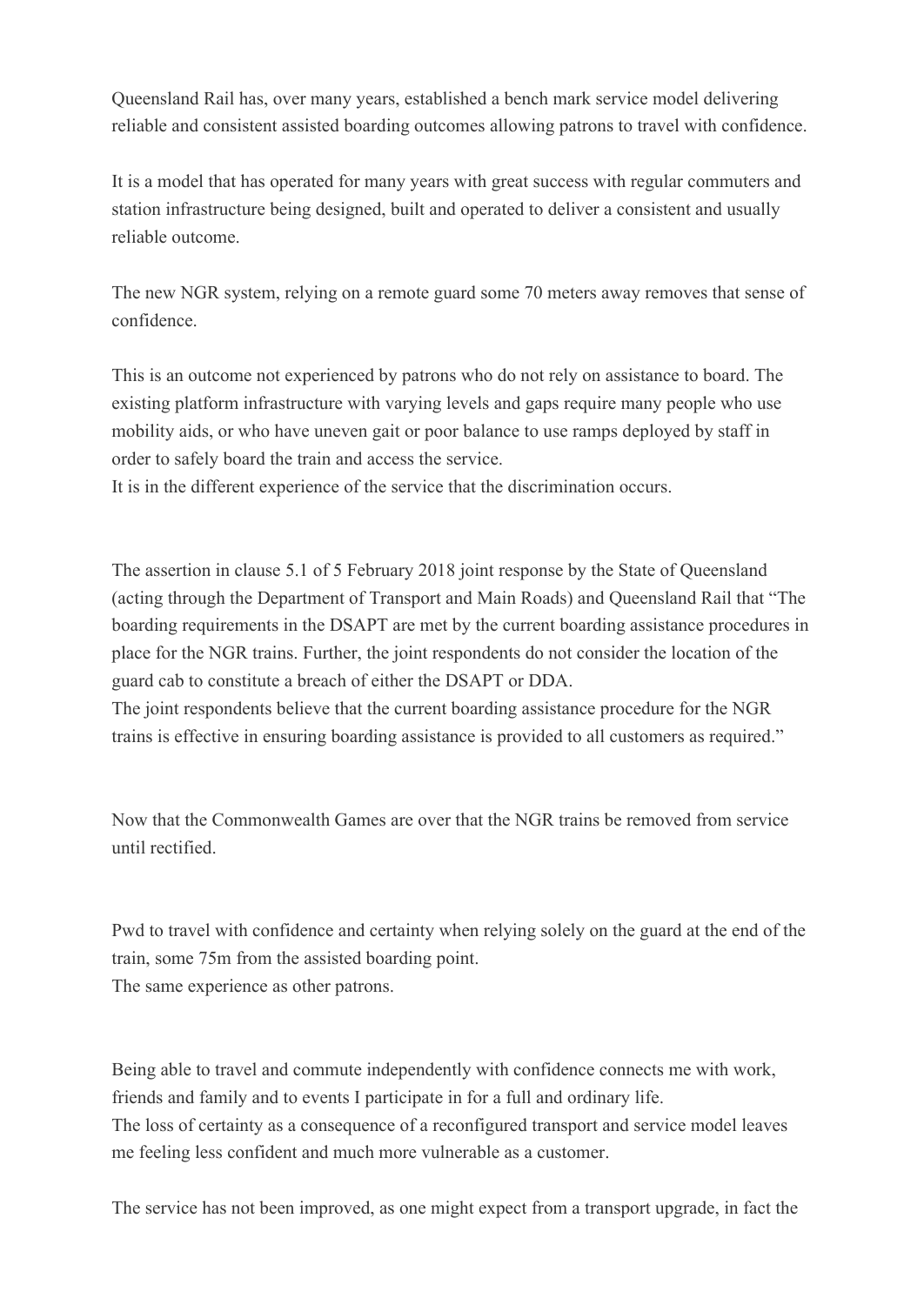Queensland Rail has, over many years, established a bench mark service model delivering reliable and consistent assisted boarding outcomes allowing patrons to travel with confidence.

It is a model that has operated for many years with great success with regular commuters and station infrastructure being designed, built and operated to deliver a consistent and usually reliable outcome.

The new NGR system, relying on a remote guard some 70 meters away removes that sense of confidence.

This is an outcome not experienced by patrons who do not rely on assistance to board. The existing platform infrastructure with varying levels and gaps require many people who use mobility aids, or who have uneven gait or poor balance to use ramps deployed by staff in order to safely board the train and access the service.
It is in the different experience of the service that the discrimination occurs.

The assertion in clause 5.1 of 5 February 2018 joint response by the State of Queensland (acting through the Department of Transport and Main Roads) and Queensland Rail that "The boarding requirements in the DSAPT are met by the current boarding assistance procedures in place for the NGR trains. Further, the joint respondents do not consider the location of the guard cab to constitute a breach of either the DSAPT or DDA.
The joint respondents believe that the current boarding assistance procedure for the NGR trains is effective in ensuring boarding assistance is provided to all customers as required."

Now that the Commonwealth Games are over that the NGR trains be removed from service until rectified.

Pwd to travel with confidence and certainty when relying solely on the guard at the end of the train, some 75m from the assisted boarding point.
The same experience as other patrons.

Being able to travel and commute independently with confidence connects me with work, friends and family and to events I participate in for a full and ordinary life.
The loss of certainty as a consequence of a reconfigured transport and service model leaves me feeling less confident and much more vulnerable as a customer.

The service has not been improved, as one might expect from a transport upgrade, in fact the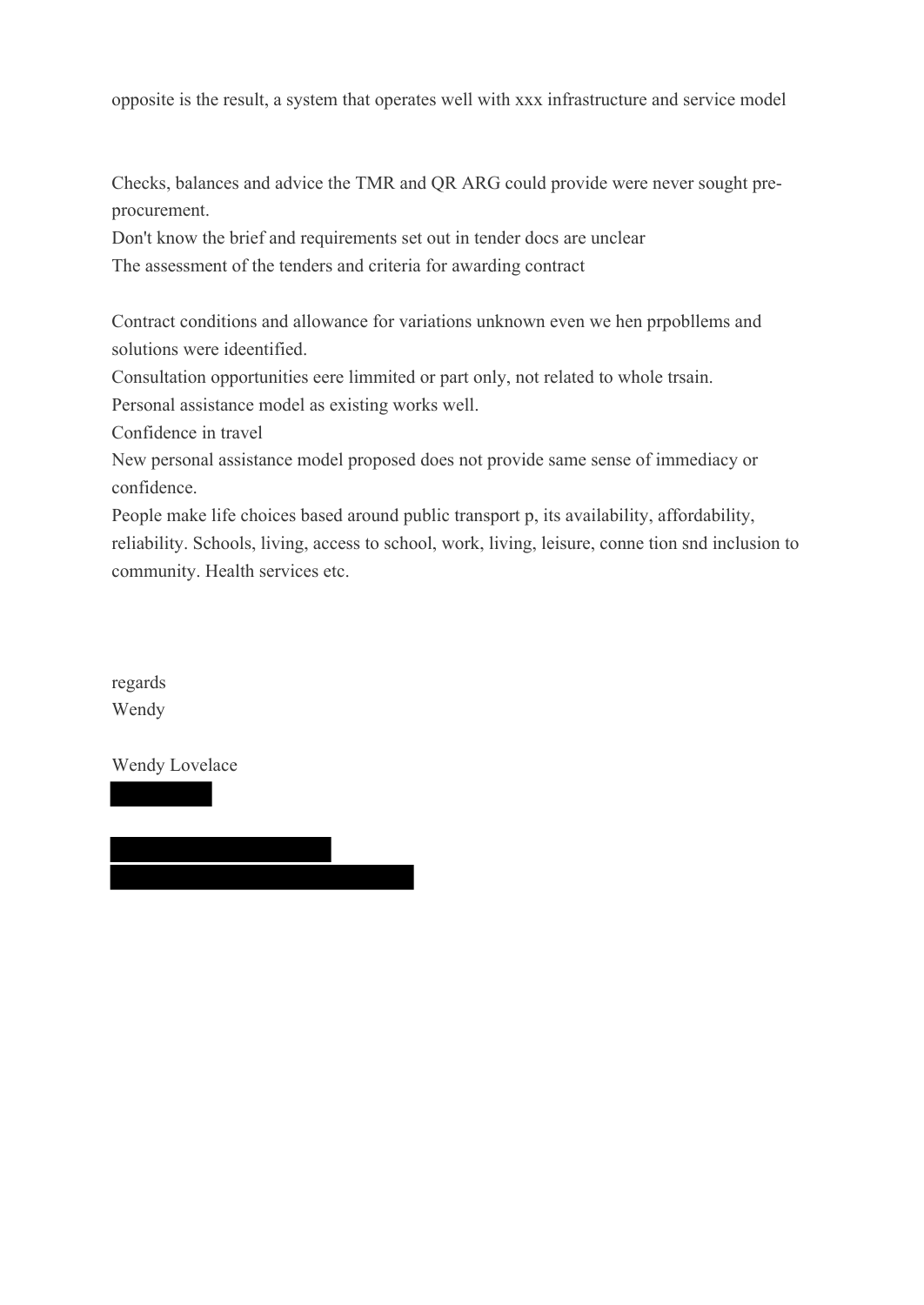opposite is the result, a system that operates well with xxx infrastructure and service model

Checks, balances and advice the TMR and QR ARG could provide were never sought pre-procurement.
Don't know the brief and requirements set out in tender docs are unclear
The assessment of the tenders and criteria for awarding contract

Contract conditions and allowance for variations unknown even we hen prpobllems and solutions were ideentified.
Consultation opportunities eere limmited or part only, not related to whole trsain.
Personal assistance model as existing works well.
Confidence in travel
New personal assistance model proposed does not provide same sense of immediacy or confidence.
People make life choices based around public transport p, its availability, affordability, reliability. Schools, living, access to school, work, living, leisure, conne tion snd inclusion to community. Health services etc.

regards
Wendy

Wendy Lovelace